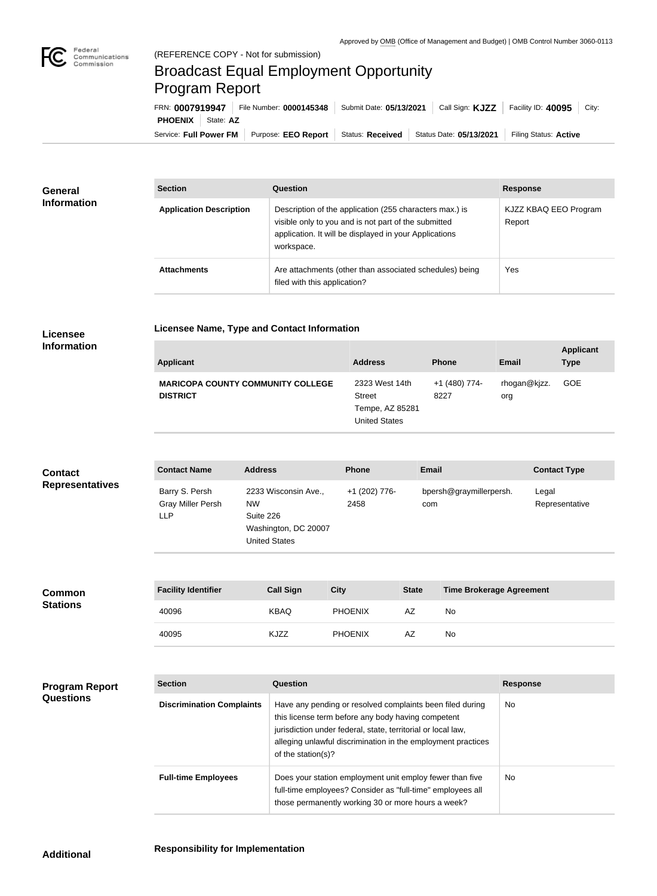Approved by OMB (Office of Management and Budget) | OMB Control Number 3060-0113

Federal Communications Commission

(REFERENCE COPY - Not for submission)

# Broadcast Equal Employment Opportunity Program Report

FRN: **0007919947** | File Number: **0000145348** | Submit Date: **05/13/2021** | Call Sign: **KJZZ** | Facility ID: **40095** | City: **PHOENIX** | State: **AZ**

Service: **Full Power FM** | Purpose: **EEO Report** | Status: **Received** | Status Date: **05/13/2021** | Filing Status: **Active**

## General Information

| Section | Question | Response |
| --- | --- | --- |
| **Application Description** | Description of the application (255 characters max.) is visible only to you and is not part of the submitted application. It will be displayed in your Applications workspace. | KJZZ KBAQ EEO Program Report |
| **Attachments** | Are attachments (other than associated schedules) being filed with this application? | Yes |

## Licensee Information

### Licensee Name, Type and Contact Information

| Applicant | Address | Phone | Email | Applicant Type |
| --- | --- | --- | --- | --- |
| **MARICOPA COUNTY COMMUNITY COLLEGE DISTRICT** | 2323 West 14th Street<br>Tempe, AZ 85281<br>United States | +1 (480) 774-8227 | rhogan@kjzz.org | GOE |

## Contact Representatives

| Contact Name | Address | Phone | Email | Contact Type |
| --- | --- | --- | --- | --- |
| Barry S. Persh<br>Gray Miller Persh LLP | 2233 Wisconsin Ave., NW<br>Suite 226<br>Washington, DC 20007<br>United States | +1 (202) 776-2458 | bpersh@graymillerpersh.com | Legal Representative |

## Common Stations

| Facility Identifier | Call Sign | City | State | Time Brokerage Agreement |
| --- | --- | --- | --- | --- |
| 40096 | KBAQ | PHOENIX | AZ | No |
| 40095 | KJZZ | PHOENIX | AZ | No |

## Program Report Questions

| Section | Question | Response |
| --- | --- | --- |
| **Discrimination Complaints** | Have any pending or resolved complaints been filed during this license term before any body having competent jurisdiction under federal, state, territorial or local law, alleging unlawful discrimination in the employment practices of the station(s)? | No |
| **Full-time Employees** | Does your station employment unit employ fewer than five full-time employees? Consider as "full-time" employees all those permanently working 30 or more hours a week? | No |

## Additional

### Responsibility for Implementation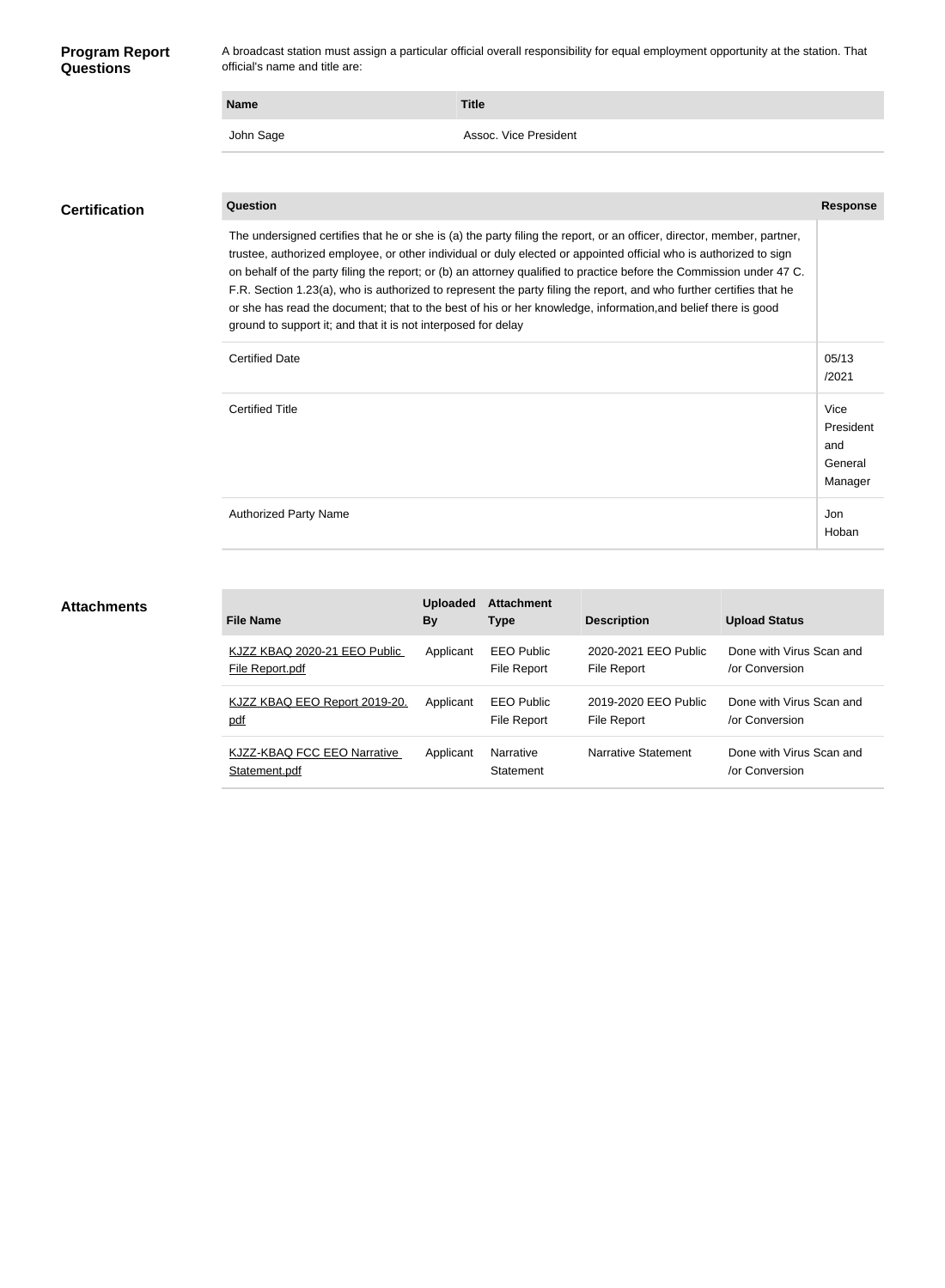## Program Report Questions

A broadcast station must assign a particular official overall responsibility for equal employment opportunity at the station. That official's name and title are:

| Name | Title |
| --- | --- |
| John Sage | Assoc. Vice President |

## Certification

| Question | Response |
| --- | --- |
| The undersigned certifies that he or she is (a) the party filing the report, or an officer, director, member, partner, trustee, authorized employee, or other individual or duly elected or appointed official who is authorized to sign on behalf of the party filing the report; or (b) an attorney qualified to practice before the Commission under 47 C. F.R. Section 1.23(a), who is authorized to represent the party filing the report, and who further certifies that he or she has read the document; that to the best of his or her knowledge, information,and belief there is good ground to support it; and that it is not interposed for delay | |
| Certified Date | 05/13/2021 |
| Certified Title | Vice President and General Manager |
| Authorized Party Name | Jon Hoban |

## Attachments

| File Name | Uploaded By | Attachment Type | Description | Upload Status |
| --- | --- | --- | --- | --- |
| KJZZ KBAQ 2020-21 EEO Public File Report.pdf | Applicant | EEO Public File Report | 2020-2021 EEO Public File Report | Done with Virus Scan and /or Conversion |
| KJZZ KBAQ EEO Report 2019-20.pdf | Applicant | EEO Public File Report | 2019-2020 EEO Public File Report | Done with Virus Scan and /or Conversion |
| KJZZ-KBAQ FCC EEO Narrative Statement.pdf | Applicant | Narrative Statement | Narrative Statement | Done with Virus Scan and /or Conversion |